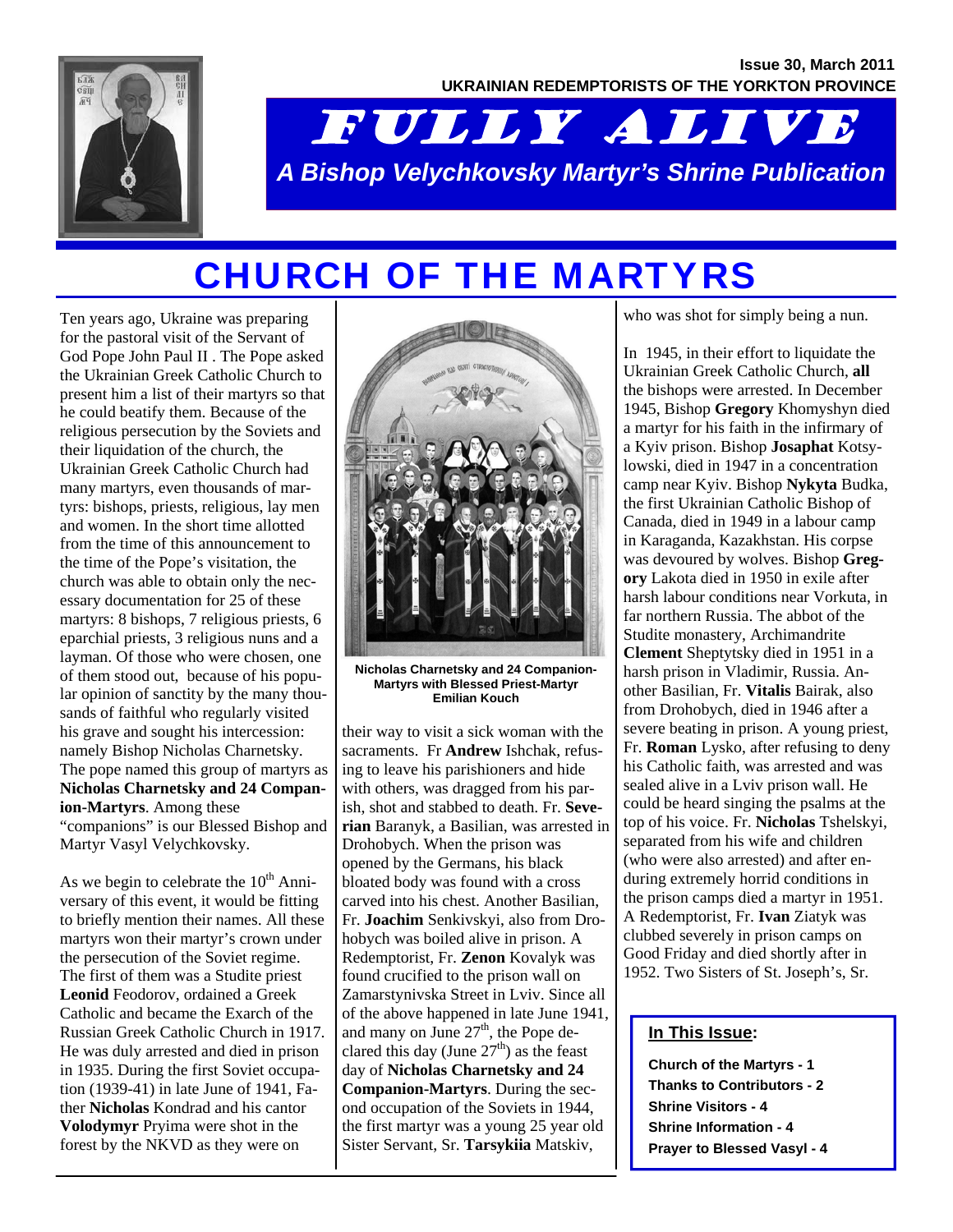Issue 30, March 2011

UKRAINIAN REDEMPTORISTS OF THE YORKTON PROVINCE

# FULLY ALIVE

*A Bishop Velychkovsky Martyr's Shrine Publication*

# CHURCH OF THE MARTYRS

Ten years ago, Ukraine was preparing for the pastoral visit of the Servant of God Pope John Paul II . The Pope asked the Ukrainian Greek Catholic Church to present him a list of their martyrs so that he could beatify them. Because of the religious persecution by the Soviets and their liquidation of the church, the Ukrainian Greek Catholic Church had many martyrs, even thousands of martyrs: bishops, priests, religious, lay men and women. In the short time allotted from the time of this announcement to the time of the Pope's visitation, the church was able to obtain only the necessary documentation for 25 of these martyrs: 8 bishops, 7 religious priests, 6 eparchial priests, 3 religious nuns and a layman. Of those who were chosen, one of them stood out, because of his popular opinion of sanctity by the many thousands of faithful who regularly visited his grave and sought his intercession: namely Bishop Nicholas Charnetsky. The pope named this group of martyrs as **Nicholas Charnetsky and 24 Companion-Martyrs**. Among these "companions" is our Blessed Bishop and Martyr Vasyl Velychkovsky.

As we begin to celebrate the 10th Anniversary of this event, it would be fitting to briefly mention their names. All these martyrs won their martyr's crown under the persecution of the Soviet regime. The first of them was a Studite priest **Leonid** Feodorov, ordained a Greek Catholic and became the Exarch of the Russian Greek Catholic Church in 1917. He was duly arrested and died in prison in 1935. During the first Soviet occupation (1939-41) in late June of 1941, Father **Nicholas** Kondrad and his cantor **Volodymyr** Pryima were shot in the forest by the NKVD as they were on their way to visit a sick woman with the sacraments. Fr **Andrew** Ishchak, refusing to leave his parishioners and hide with others, was dragged from his parish, shot and stabbed to death. Fr. **Severian** Baranyk, a Basilian, was arrested in Drohobych. When the prison was opened by the Germans, his black bloated body was found with a cross carved into his chest. Another Basilian, Fr. **Joachim** Senkivskyi, also from Drohobych was boiled alive in prison. A Redemptorist, Fr. **Zenon** Kovalyk was found crucified to the prison wall on Zamarstynivska Street in Lviv. Since all of the above happened in late June 1941, and many on June 27th, the Pope declared this day (June 27th) as the feast day of **Nicholas Charnetsky and 24 Companion-Martyrs**. During the second occupation of the Soviets in 1944, the first martyr was a young 25 year old Sister Servant, Sr. **Tarsykiia** Matskiv, who was shot for simply being a nun.

**Nicholas Charnetsky and 24 Companion-Martyrs with Blessed Priest-Martyr Emilian Kouch**

In 1945, in their effort to liquidate the Ukrainian Greek Catholic Church, **all** the bishops were arrested. In December 1945, Bishop **Gregory** Khomyshyn died a martyr for his faith in the infirmary of a Kyiv prison. Bishop **Josaphat** Kotsylowski, died in 1947 in a concentration camp near Kyiv. Bishop **Nykyta** Budka, the first Ukrainian Catholic Bishop of Canada, died in 1949 in a labour camp in Karaganda, Kazakhstan. His corpse was devoured by wolves. Bishop **Gregory** Lakota died in 1950 in exile after harsh labour conditions near Vorkuta, in far northern Russia. The abbot of the Studite monastery, Archimandrite **Clement** Sheptytsky died in 1951 in a harsh prison in Vladimir, Russia. Another Basilian, Fr. **Vitalis** Bairak, also from Drohobych, died in 1946 after a severe beating in prison. A young priest, Fr. **Roman** Lysko, after refusing to deny his Catholic faith, was arrested and was sealed alive in a Lviv prison wall. He could be heard singing the psalms at the top of his voice. Fr. **Nicholas** Tshelskyi, separated from his wife and children (who were also arrested) and after enduring extremely horrid conditions in the prison camps died a martyr in 1951. A Redemptorist, Fr. **Ivan** Ziatyk was clubbed severely in prison camps on Good Friday and died shortly after in 1952. Two Sisters of St. Joseph's, Sr.

**In This Issue:**

- **Church of the Martyrs - 1**
- **Thanks to Contributors - 2**
- **Shrine Visitors - 4**
- **Shrine Information - 4**
- **Prayer to Blessed Vasyl - 4**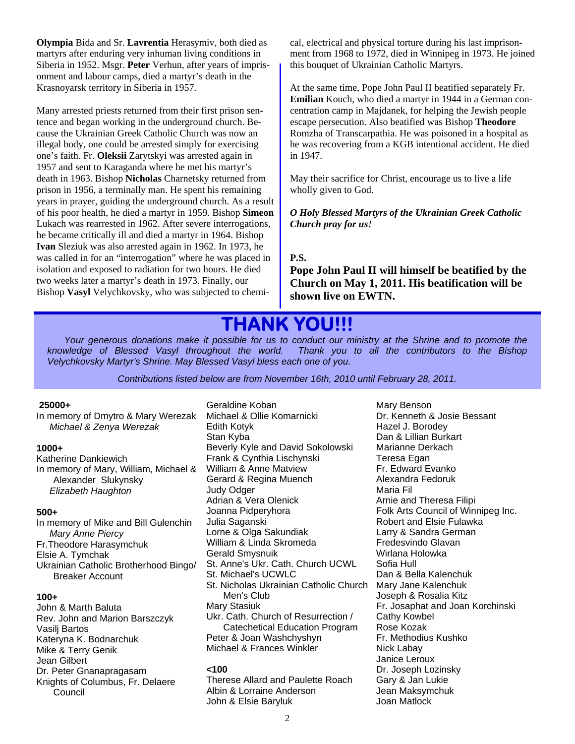**Olympia** Bida and Sr. **Lavrentia** Herasymiv, both died as martyrs after enduring very inhuman living conditions in Siberia in 1952. Msgr. **Peter** Verhun, after years of imprisonment and labour camps, died a martyr's death in the Krasnoyarsk territory in Siberia in 1957.

Many arrested priests returned from their first prison sentence and began working in the underground church. Because the Ukrainian Greek Catholic Church was now an illegal body, one could be arrested simply for exercising one's faith. Fr. **Oleksii** Zarytskyi was arrested again in 1957 and sent to Karaganda where he met his martyr's death in 1963. Bishop **Nicholas** Charnetsky returned from prison in 1956, a terminally man. He spent his remaining years in prayer, guiding the underground church. As a result of his poor health, he died a martyr in 1959. Bishop **Simeon** Lukach was rearrested in 1962. After severe interrogations, he became critically ill and died a martyr in 1964. Bishop **Ivan** Sleziuk was also arrested again in 1962. In 1973, he was called in for an "interrogation" where he was placed in isolation and exposed to radiation for two hours. He died two weeks later a martyr's death in 1973. Finally, our Bishop **Vasyl** Velychkovsky, who was subjected to chemical, electrical and physical torture during his last imprisonment from 1968 to 1972, died in Winnipeg in 1973. He joined this bouquet of Ukrainian Catholic Martyrs.

At the same time, Pope John Paul II beatified separately Fr. **Emilian** Kouch, who died a martyr in 1944 in a German concentration camp in Majdanek, for helping the Jewish people escape persecution. Also beatified was Bishop **Theodore** Romzha of Transcarpathia. He was poisoned in a hospital as he was recovering from a KGB intentional accident. He died in 1947.

May their sacrifice for Christ, encourage us to live a life wholly given to God.

***O Holy Blessed Martyrs of the Ukrainian Greek Catholic Church pray for us!***

**P.S.**

**Pope John Paul II will himself be beatified by the Church on May 1, 2011. His beatification will be shown live on EWTN.**

# THANK YOU!!!

*Your generous donations make it possible for us to conduct our ministry at the Shrine and to promote the knowledge of Blessed Vasyl throughout the world. Thank you to all the contributors to the Bishop Velychkovsky Martyr's Shrine. May Blessed Vasyl bless each one of you.*

*Contributions listed below are from November 16th, 2010 until February 28, 2011.*

**25000+**

In memory of Dmytro & Mary Werezak
*Michael & Zenya Werezak*

**1000+**

Katherine Dankiewich
In memory of Mary, William, Michael & Alexander Slukynsky
*Elizabeth Haughton*

**500+**

In memory of Mike and Bill Gulenchin
*Mary Anne Piercy*
Fr.Theodore Harasymchuk
Elsie A. Tymchak
Ukrainian Catholic Brotherhood Bingo/ Breaker Account

**100+**

John & Marth Baluta
Rev. John and Marion Barszczyk
Vasilj Bartos
Kateryna K. Bodnarchuk
Mike & Terry Genik
Jean Gilbert
Dr. Peter Gnanapragasam
Knights of Columbus, Fr. Delaere Council
Geraldine Koban
Michael & Ollie Komarnicki
Edith Kotyk
Stan Kyba
Beverly Kyle and David Sokolowski
Frank & Cynthia Lischynski
William & Anne Matview
Gerard & Regina Muench
Judy Odger
Adrian & Vera Olenick
Joanna Pidperyhora
Julia Saganski
Lorne & Olga Sakundiak
William & Linda Skromeda
Gerald Smysnuik
St. Anne's Ukr. Cath. Church UCWL
St. Michael's UCWLC
St. Nicholas Ukrainian Catholic Church Men's Club
Mary Stasiuk
Ukr. Cath. Church of Resurrection / Catechetical Education Program
Peter & Joan Washchyshyn
Michael & Frances Winkler

**<100**

Therese Allard and Paulette Roach
Albin & Lorraine Anderson
John & Elsie Baryluk
Mary Benson
Dr. Kenneth & Josie Bessant
Hazel J. Borodey
Dan & Lillian Burkart
Marianne Derkach
Teresa Egan
Fr. Edward Evanko
Alexandra Fedoruk
Maria Fil
Arnie and Theresa Filipi
Folk Arts Council of Winnipeg Inc.
Robert and Elsie Fulawka
Larry & Sandra German
Fredesvindo Glavan
Wirlana Holowka
Sofia Hull
Dan & Bella Kalenchuk
Mary Jane Kalenchuk
Joseph & Rosalia Kitz
Fr. Josaphat and Joan Korchinski
Cathy Kowbel
Rose Kozak
Fr. Methodius Kushko
Nick Labay
Janice Leroux
Dr. Joseph Lozinsky
Gary & Jan Lukie
Jean Maksymchuk
Joan Matlock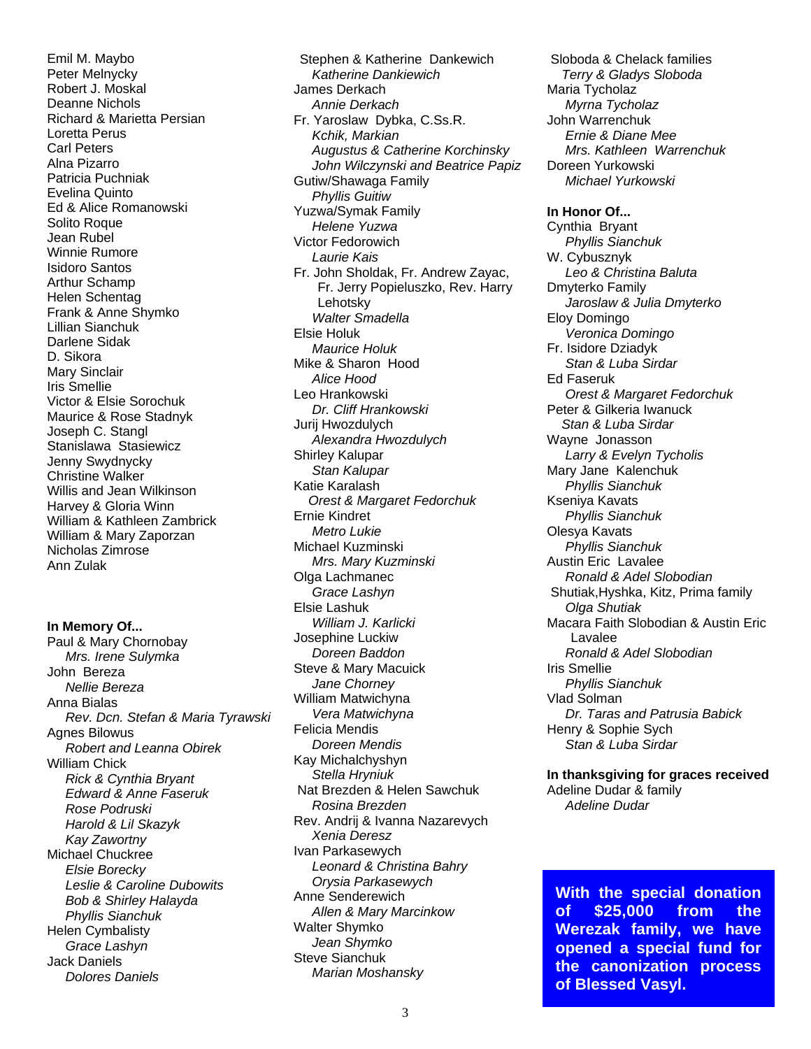Emil M. Maybo
Peter Melnycky
Robert J. Moskal
Deanne Nichols
Richard & Marietta Persian
Loretta Perus
Carl Peters
Alna Pizarro
Patricia Puchniak
Evelina Quinto
Ed & Alice Romanowski
Solito Roque
Jean Rubel
Winnie Rumore
Isidoro Santos
Arthur Schamp
Helen Schentag
Frank & Anne Shymko
Lillian Sianchuk
Darlene Sidak
D. Sikora
Mary Sinclair
Iris Smellie
Victor & Elsie Sorochuk
Maurice & Rose Stadnyk
Joseph C. Stangl
Stanislawa Stasiewicz
Jenny Swydnycky
Christine Walker
Willis and Jean Wilkinson
Harvey & Gloria Winn
William & Kathleen Zambrick
William & Mary Zaporzan
Nicholas Zimrose
Ann Zulak

**In Memory Of...**

Paul & Mary Chornobay
*Mrs. Irene Sulymka*

John Bereza
*Nellie Bereza*

Anna Bialas
*Rev. Dcn. Stefan & Maria Tyrawski*

Agnes Bilowus
*Robert and Leanna Obirek*

William Chick
*Rick & Cynthia Bryant*
*Edward & Anne Faseruk*
*Rose Podruski*
*Harold & Lil Skazyk*
*Kay Zawortny*

Michael Chuckree
*Elsie Borecky*
*Leslie & Caroline Dubowits*
*Bob & Shirley Halayda*
*Phyllis Sianchuk*

Helen Cymbalisty
*Grace Lashyn*

Jack Daniels
*Dolores Daniels*

Stephen & Katherine Dankewich
*Katherine Dankiewich*

James Derkach
*Annie Derkach*

Fr. Yaroslaw Dybka, C.Ss.R.
*Kchik, Markian*
*Augustus & Catherine Korchinsky*
*John Wilczynski and Beatrice Papiz*

Gutiw/Shawaga Family
*Phyllis Guitiw*

Yuzwa/Symak Family
*Helene Yuzwa*

Victor Fedorowich
*Laurie Kais*

Fr. John Sholdak, Fr. Andrew Zayac, Fr. Jerry Popieluszko, Rev. Harry Lehotsky
*Walter Smadella*

Elsie Holuk
*Maurice Holuk*

Mike & Sharon Hood
*Alice Hood*

Leo Hrankowski
*Dr. Cliff Hrankowski*

Jurij Hwozdulych
*Alexandra Hwozdulych*

Shirley Kalupar
*Stan Kalupar*

Katie Karalash
*Orest & Margaret Fedorchuk*

Ernie Kindret
*Metro Lukie*

Michael Kuzminski
*Mrs. Mary Kuzminski*

Olga Lachmanec
*Grace Lashyn*

Elsie Lashuk
*William J. Karlicki*

Josephine Luckiw
*Doreen Baddon*

Steve & Mary Macuick
*Jane Chorney*

William Matwichyna
*Vera Matwichyna*

Felicia Mendis
*Doreen Mendis*

Kay Michalchyshyn
*Stella Hryniuk*

Nat Brezden & Helen Sawchuk
*Rosina Brezden*

Rev. Andrij & Ivanna Nazarevych
*Xenia Deresz*

Ivan Parkasewych
*Leonard & Christina Bahry*
*Orysia Parkasewych*

Anne Senderewich
*Allen & Mary Marcinkow*

Walter Shymko
*Jean Shymko*

Steve Sianchuk
*Marian Moshansky*

Sloboda & Chelack families
*Terry & Gladys Sloboda*

Maria Tycholaz
*Myrna Tycholaz*

John Warrenchuk
*Ernie & Diane Mee*
*Mrs. Kathleen Warrenchuk*

Doreen Yurkowski
*Michael Yurkowski*

**In Honor Of...**

Cynthia Bryant
*Phyllis Sianchuk*

W. Cybusznyk
*Leo & Christina Baluta*

Dmyterko Family
*Jaroslaw & Julia Dmyterko*

Eloy Domingo
*Veronica Domingo*

Fr. Isidore Dziadyk
*Stan & Luba Sirdar*

Ed Faseruk
*Orest & Margaret Fedorchuk*

Peter & Gilkeria Iwanuck
*Stan & Luba Sirdar*

Wayne Jonasson
*Larry & Evelyn Tycholis*

Mary Jane Kalenchuk
*Phyllis Sianchuk*

Kseniya Kavats
*Phyllis Sianchuk*

Olesya Kavats
*Phyllis Sianchuk*

Austin Eric Lavalee
*Ronald & Adel Slobodian*

Shutiak,Hyshka, Kitz, Prima family
*Olga Shutiak*

Macara Faith Slobodian & Austin Eric Lavalee
*Ronald & Adel Slobodian*

Iris Smellie
*Phyllis Sianchuk*

Vlad Solman
*Dr. Taras and Patrusia Babick*

Henry & Sophie Sych
*Stan & Luba Sirdar*

**In thanksgiving for graces received**

Adeline Dudar & family
*Adeline Dudar*

**With the special donation of $25,000 from the Werezak family, we have opened a special fund for the canonization process of Blessed Vasyl.**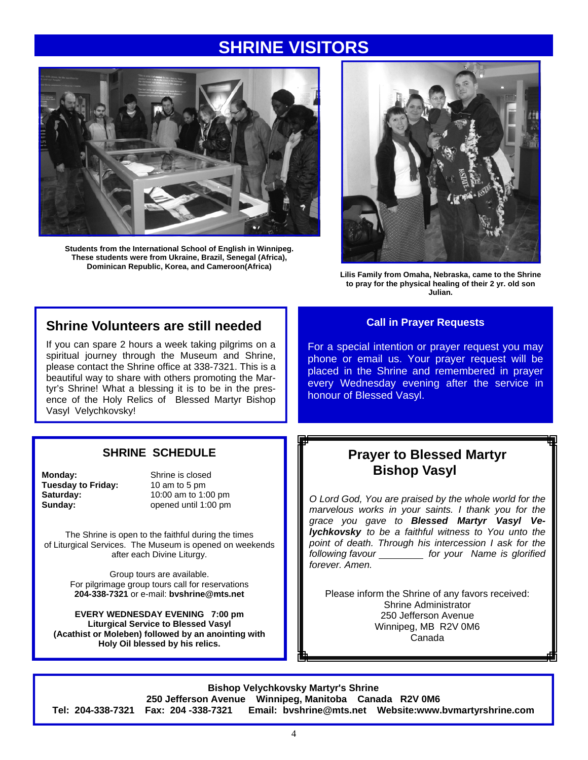# SHRINE VISITORS

Students from the International School of English in Winnipeg. These students were from Ukraine, Brazil, Senegal (Africa), Dominican Republic, Korea, and Cameroon(Africa)

Lilis Family from Omaha, Nebraska, came to the Shrine to pray for the physical healing of their 2 yr. old son Julian.

## Shrine Volunteers are still needed

If you can spare 2 hours a week taking pilgrims on a spiritual journey through the Museum and Shrine, please contact the Shrine office at 338-7321. This is a beautiful way to share with others promoting the Martyr's Shrine! What a blessing it is to be in the presence of the Holy Relics of Blessed Martyr Bishop Vasyl Velychkovsky!

## Call in Prayer Requests

For a special intention or prayer request you may phone or email us. Your prayer request will be placed in the Shrine and remembered in prayer every Wednesday evening after the service in honour of Blessed Vasyl.

## SHRINE SCHEDULE

| | |
|---|---|
| **Monday:** | Shrine is closed |
| **Tuesday to Friday:** | 10 am to 5 pm |
| **Saturday:** | 10:00 am to 1:00 pm |
| **Sunday:** | opened until 1:00 pm |

The Shrine is open to the faithful during the times of Liturgical Services. The Museum is opened on weekends after each Divine Liturgy.

Group tours are available. For pilgrimage group tours call for reservations **204-338-7321** or e-mail: **bvshrine@mts.net**

**EVERY WEDNESDAY EVENING 7:00 pm**
**Liturgical Service to Blessed Vasyl**
**(Acathist or Moleben) followed by an anointing with Holy Oil blessed by his relics.**

## Prayer to Blessed Martyr Bishop Vasyl

*O Lord God, You are praised by the whole world for the marvelous works in your saints. I thank you for the grace you gave to **Blessed Martyr Vasyl Velychkovsky** to be a faithful witness to You unto the point of death. Through his intercession I ask for the following favour ________ for your Name is glorified forever. Amen.*

Please inform the Shrine of any favors received:
Shrine Administrator
250 Jefferson Avenue
Winnipeg, MB R2V 0M6
Canada

**Bishop Velychkovsky Martyr's Shrine**
**250 Jefferson Avenue Winnipeg, Manitoba Canada R2V 0M6**
**Tel: 204-338-7321 Fax: 204 -338-7321 Email: bvshrine@mts.net Website:www.bvmartyrshrine.com**